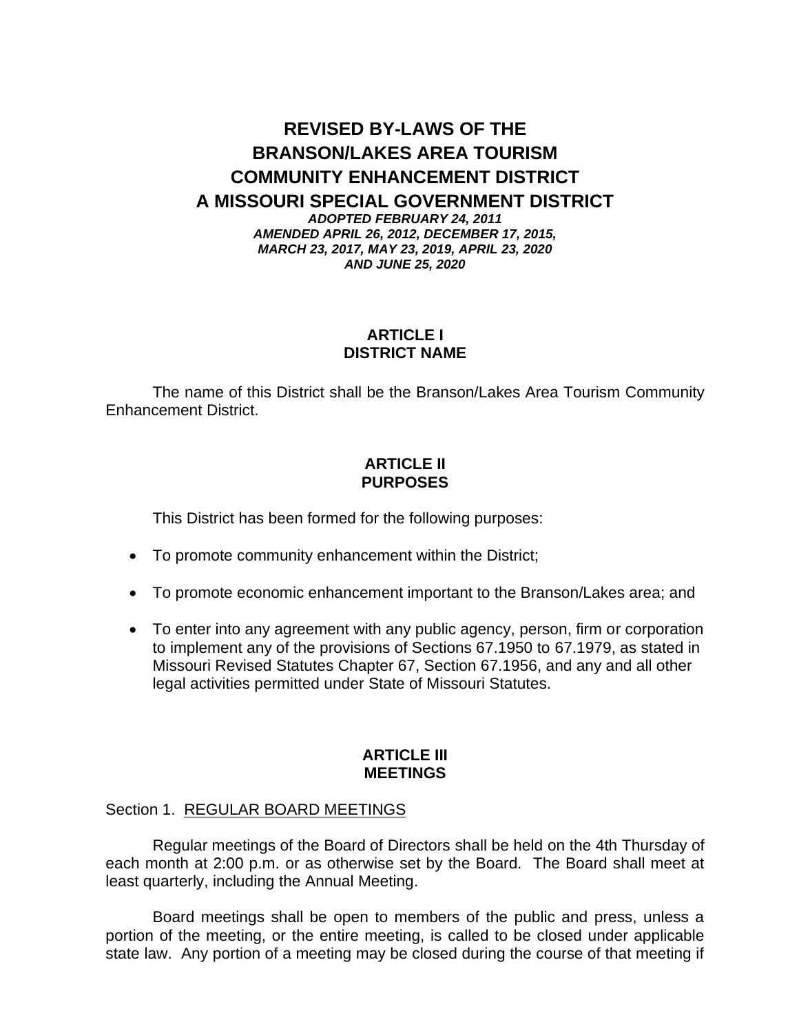# REVISED BY-LAWS OF THE BRANSON/LAKES AREA TOURISM COMMUNITY ENHANCEMENT DISTRICT A MISSOURI SPECIAL GOVERNMENT DISTRICT

***ADOPTED FEBRUARY 24, 2011***
***AMENDED APRIL 26, 2012, DECEMBER 17, 2015, MARCH 23, 2017, MAY 23, 2019, APRIL 23, 2020 AND JUNE 25, 2020***

## ARTICLE I
## DISTRICT NAME

The name of this District shall be the Branson/Lakes Area Tourism Community Enhancement District.

## ARTICLE II
## PURPOSES

This District has been formed for the following purposes:

- To promote community enhancement within the District;
- To promote economic enhancement important to the Branson/Lakes area; and
- To enter into any agreement with any public agency, person, firm or corporation to implement any of the provisions of Sections 67.1950 to 67.1979, as stated in Missouri Revised Statutes Chapter 67, Section 67.1956, and any and all other legal activities permitted under State of Missouri Statutes.

## ARTICLE III
## MEETINGS

Section 1. <u>REGULAR BOARD MEETINGS</u>

Regular meetings of the Board of Directors shall be held on the 4th Thursday of each month at 2:00 p.m. or as otherwise set by the Board. The Board shall meet at least quarterly, including the Annual Meeting.

Board meetings shall be open to members of the public and press, unless a portion of the meeting, or the entire meeting, is called to be closed under applicable state law. Any portion of a meeting may be closed during the course of that meeting if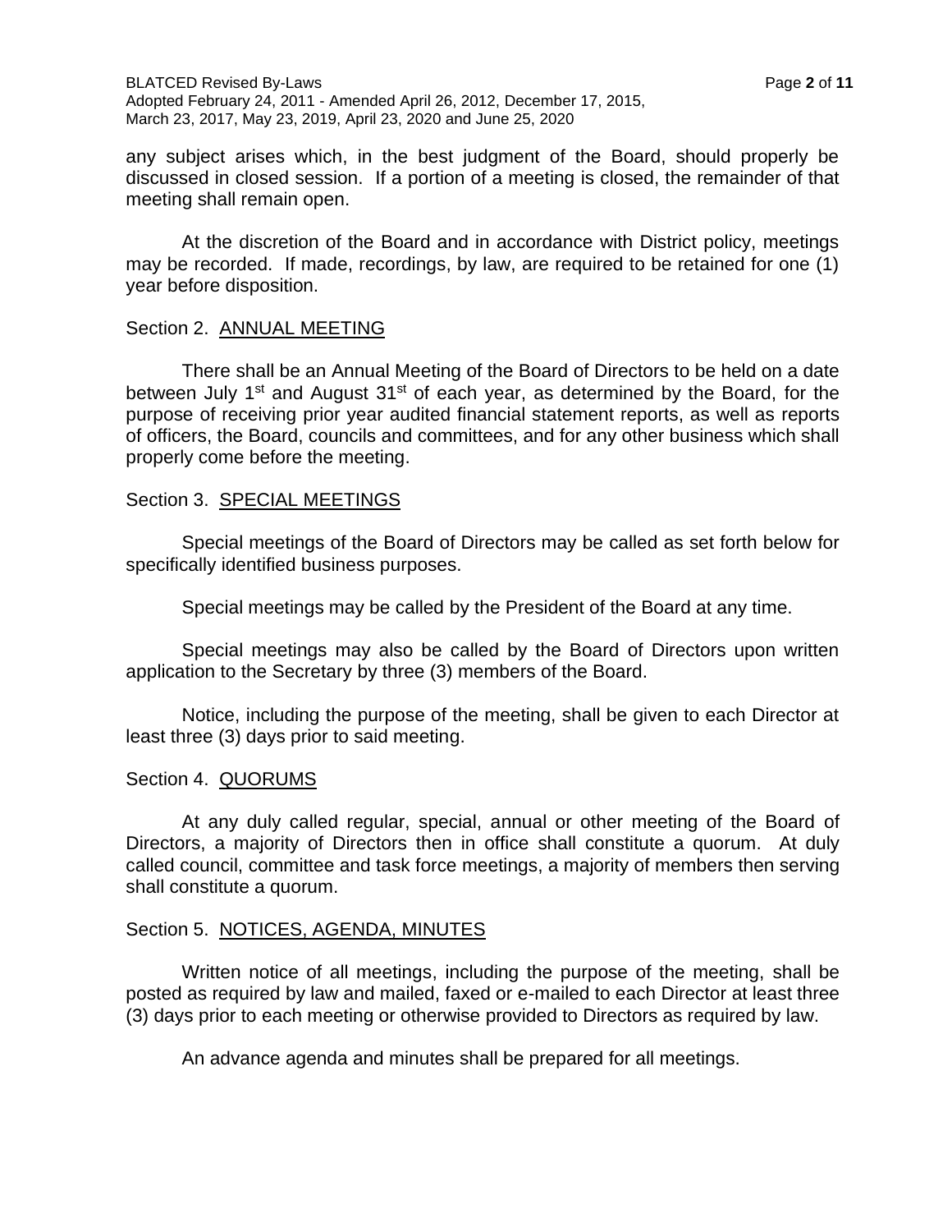any subject arises which, in the best judgment of the Board, should properly be discussed in closed session. If a portion of a meeting is closed, the remainder of that meeting shall remain open.

At the discretion of the Board and in accordance with District policy, meetings may be recorded. If made, recordings, by law, are required to be retained for one (1) year before disposition.

Section 2. <u>ANNUAL MEETING</u>

There shall be an Annual Meeting of the Board of Directors to be held on a date between July 1st and August 31st of each year, as determined by the Board, for the purpose of receiving prior year audited financial statement reports, as well as reports of officers, the Board, councils and committees, and for any other business which shall properly come before the meeting.

Section 3. <u>SPECIAL MEETINGS</u>

Special meetings of the Board of Directors may be called as set forth below for specifically identified business purposes.

Special meetings may be called by the President of the Board at any time.

Special meetings may also be called by the Board of Directors upon written application to the Secretary by three (3) members of the Board.

Notice, including the purpose of the meeting, shall be given to each Director at least three (3) days prior to said meeting.

Section 4. <u>QUORUMS</u>

At any duly called regular, special, annual or other meeting of the Board of Directors, a majority of Directors then in office shall constitute a quorum. At duly called council, committee and task force meetings, a majority of members then serving shall constitute a quorum.

Section 5. <u>NOTICES, AGENDA, MINUTES</u>

Written notice of all meetings, including the purpose of the meeting, shall be posted as required by law and mailed, faxed or e-mailed to each Director at least three (3) days prior to each meeting or otherwise provided to Directors as required by law.

An advance agenda and minutes shall be prepared for all meetings.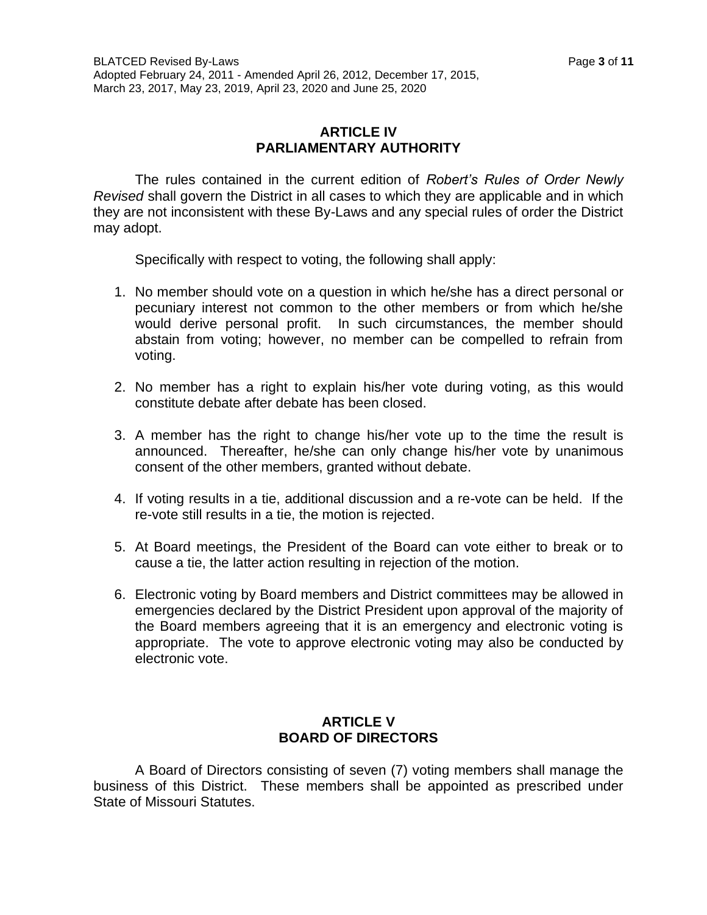## ARTICLE IV
## PARLIAMENTARY AUTHORITY

The rules contained in the current edition of *Robert's Rules of Order Newly Revised* shall govern the District in all cases to which they are applicable and in which they are not inconsistent with these By-Laws and any special rules of order the District may adopt.

Specifically with respect to voting, the following shall apply:

1. No member should vote on a question in which he/she has a direct personal or pecuniary interest not common to the other members or from which he/she would derive personal profit. In such circumstances, the member should abstain from voting; however, no member can be compelled to refrain from voting.

2. No member has a right to explain his/her vote during voting, as this would constitute debate after debate has been closed.

3. A member has the right to change his/her vote up to the time the result is announced. Thereafter, he/she can only change his/her vote by unanimous consent of the other members, granted without debate.

4. If voting results in a tie, additional discussion and a re-vote can be held. If the re-vote still results in a tie, the motion is rejected.

5. At Board meetings, the President of the Board can vote either to break or to cause a tie, the latter action resulting in rejection of the motion.

6. Electronic voting by Board members and District committees may be allowed in emergencies declared by the District President upon approval of the majority of the Board members agreeing that it is an emergency and electronic voting is appropriate. The vote to approve electronic voting may also be conducted by electronic vote.

## ARTICLE V
## BOARD OF DIRECTORS

A Board of Directors consisting of seven (7) voting members shall manage the business of this District. These members shall be appointed as prescribed under State of Missouri Statutes.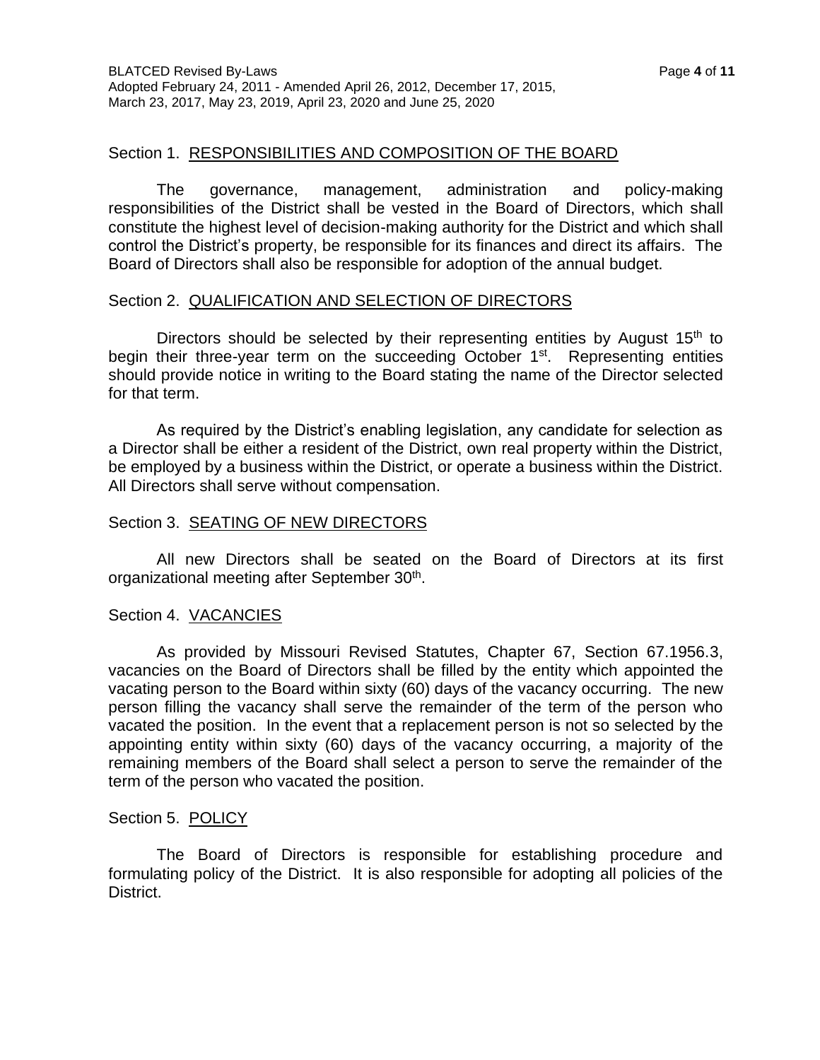## Section 1. RESPONSIBILITIES AND COMPOSITION OF THE BOARD

The governance, management, administration and policy-making responsibilities of the District shall be vested in the Board of Directors, which shall constitute the highest level of decision-making authority for the District and which shall control the District's property, be responsible for its finances and direct its affairs. The Board of Directors shall also be responsible for adoption of the annual budget.

## Section 2. QUALIFICATION AND SELECTION OF DIRECTORS

Directors should be selected by their representing entities by August 15th to begin their three-year term on the succeeding October 1st. Representing entities should provide notice in writing to the Board stating the name of the Director selected for that term.

As required by the District's enabling legislation, any candidate for selection as a Director shall be either a resident of the District, own real property within the District, be employed by a business within the District, or operate a business within the District. All Directors shall serve without compensation.

## Section 3. SEATING OF NEW DIRECTORS

All new Directors shall be seated on the Board of Directors at its first organizational meeting after September 30th.

## Section 4. VACANCIES

As provided by Missouri Revised Statutes, Chapter 67, Section 67.1956.3, vacancies on the Board of Directors shall be filled by the entity which appointed the vacating person to the Board within sixty (60) days of the vacancy occurring. The new person filling the vacancy shall serve the remainder of the term of the person who vacated the position. In the event that a replacement person is not so selected by the appointing entity within sixty (60) days of the vacancy occurring, a majority of the remaining members of the Board shall select a person to serve the remainder of the term of the person who vacated the position.

## Section 5. POLICY

The Board of Directors is responsible for establishing procedure and formulating policy of the District. It is also responsible for adopting all policies of the District.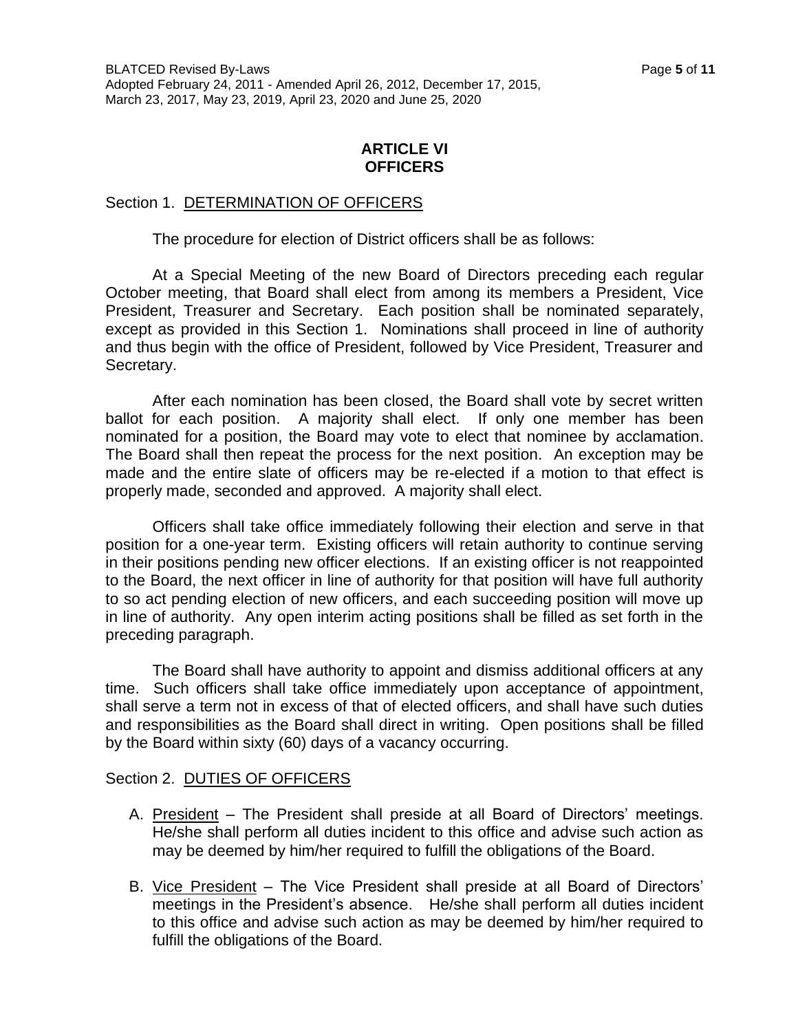## ARTICLE VI
## OFFICERS

Section 1. DETERMINATION OF OFFICERS

The procedure for election of District officers shall be as follows:

At a Special Meeting of the new Board of Directors preceding each regular October meeting, that Board shall elect from among its members a President, Vice President, Treasurer and Secretary. Each position shall be nominated separately, except as provided in this Section 1. Nominations shall proceed in line of authority and thus begin with the office of President, followed by Vice President, Treasurer and Secretary.

After each nomination has been closed, the Board shall vote by secret written ballot for each position. A majority shall elect. If only one member has been nominated for a position, the Board may vote to elect that nominee by acclamation. The Board shall then repeat the process for the next position. An exception may be made and the entire slate of officers may be re-elected if a motion to that effect is properly made, seconded and approved. A majority shall elect.

Officers shall take office immediately following their election and serve in that position for a one-year term. Existing officers will retain authority to continue serving in their positions pending new officer elections. If an existing officer is not reappointed to the Board, the next officer in line of authority for that position will have full authority to so act pending election of new officers, and each succeeding position will move up in line of authority. Any open interim acting positions shall be filled as set forth in the preceding paragraph.

The Board shall have authority to appoint and dismiss additional officers at any time. Such officers shall take office immediately upon acceptance of appointment, shall serve a term not in excess of that of elected officers, and shall have such duties and responsibilities as the Board shall direct in writing. Open positions shall be filled by the Board within sixty (60) days of a vacancy occurring.

Section 2. DUTIES OF OFFICERS

A. President – The President shall preside at all Board of Directors' meetings. He/she shall perform all duties incident to this office and advise such action as may be deemed by him/her required to fulfill the obligations of the Board.

B. Vice President – The Vice President shall preside at all Board of Directors' meetings in the President's absence. He/she shall perform all duties incident to this office and advise such action as may be deemed by him/her required to fulfill the obligations of the Board.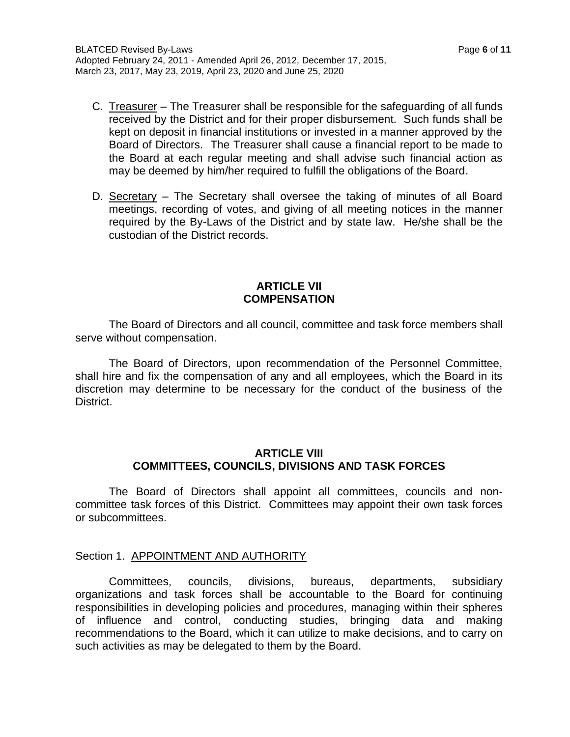C. Treasurer – The Treasurer shall be responsible for the safeguarding of all funds received by the District and for their proper disbursement. Such funds shall be kept on deposit in financial institutions or invested in a manner approved by the Board of Directors. The Treasurer shall cause a financial report to be made to the Board at each regular meeting and shall advise such financial action as may be deemed by him/her required to fulfill the obligations of the Board.

D. Secretary – The Secretary shall oversee the taking of minutes of all Board meetings, recording of votes, and giving of all meeting notices in the manner required by the By-Laws of the District and by state law. He/she shall be the custodian of the District records.

## ARTICLE VII
## COMPENSATION

The Board of Directors and all council, committee and task force members shall serve without compensation.

The Board of Directors, upon recommendation of the Personnel Committee, shall hire and fix the compensation of any and all employees, which the Board in its discretion may determine to be necessary for the conduct of the business of the District.

## ARTICLE VIII
## COMMITTEES, COUNCILS, DIVISIONS AND TASK FORCES

The Board of Directors shall appoint all committees, councils and non-committee task forces of this District. Committees may appoint their own task forces or subcommittees.

### Section 1. APPOINTMENT AND AUTHORITY

Committees, councils, divisions, bureaus, departments, subsidiary organizations and task forces shall be accountable to the Board for continuing responsibilities in developing policies and procedures, managing within their spheres of influence and control, conducting studies, bringing data and making recommendations to the Board, which it can utilize to make decisions, and to carry on such activities as may be delegated to them by the Board.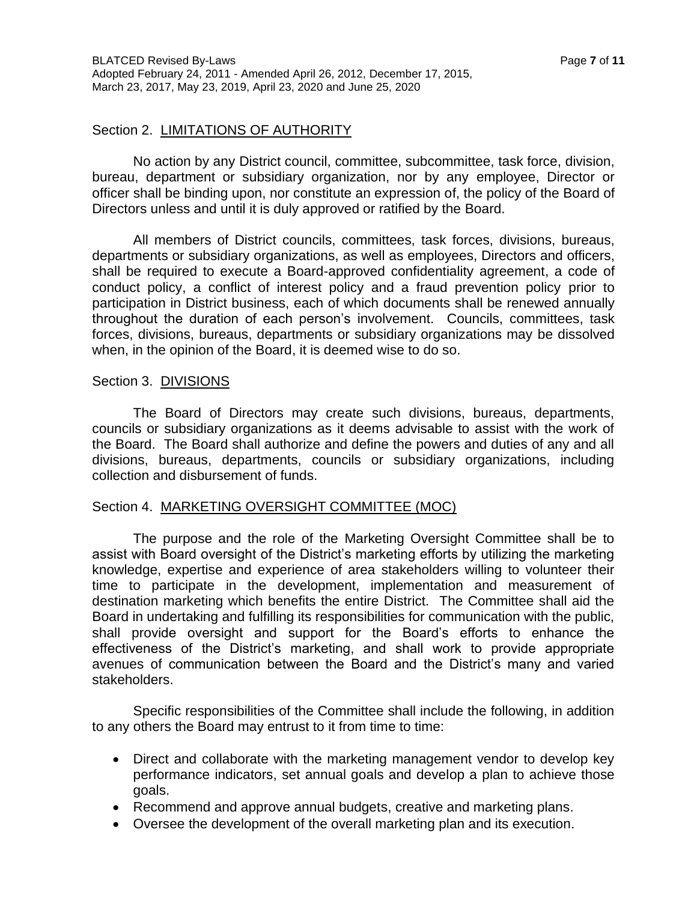## Section 2. LIMITATIONS OF AUTHORITY

No action by any District council, committee, subcommittee, task force, division, bureau, department or subsidiary organization, nor by any employee, Director or officer shall be binding upon, nor constitute an expression of, the policy of the Board of Directors unless and until it is duly approved or ratified by the Board.

All members of District councils, committees, task forces, divisions, bureaus, departments or subsidiary organizations, as well as employees, Directors and officers, shall be required to execute a Board-approved confidentiality agreement, a code of conduct policy, a conflict of interest policy and a fraud prevention policy prior to participation in District business, each of which documents shall be renewed annually throughout the duration of each person's involvement. Councils, committees, task forces, divisions, bureaus, departments or subsidiary organizations may be dissolved when, in the opinion of the Board, it is deemed wise to do so.

## Section 3. DIVISIONS

The Board of Directors may create such divisions, bureaus, departments, councils or subsidiary organizations as it deems advisable to assist with the work of the Board. The Board shall authorize and define the powers and duties of any and all divisions, bureaus, departments, councils or subsidiary organizations, including collection and disbursement of funds.

## Section 4. MARKETING OVERSIGHT COMMITTEE (MOC)

The purpose and the role of the Marketing Oversight Committee shall be to assist with Board oversight of the District's marketing efforts by utilizing the marketing knowledge, expertise and experience of area stakeholders willing to volunteer their time to participate in the development, implementation and measurement of destination marketing which benefits the entire District. The Committee shall aid the Board in undertaking and fulfilling its responsibilities for communication with the public, shall provide oversight and support for the Board's efforts to enhance the effectiveness of the District's marketing, and shall work to provide appropriate avenues of communication between the Board and the District's many and varied stakeholders.

Specific responsibilities of the Committee shall include the following, in addition to any others the Board may entrust to it from time to time:

- Direct and collaborate with the marketing management vendor to develop key performance indicators, set annual goals and develop a plan to achieve those goals.
- Recommend and approve annual budgets, creative and marketing plans.
- Oversee the development of the overall marketing plan and its execution.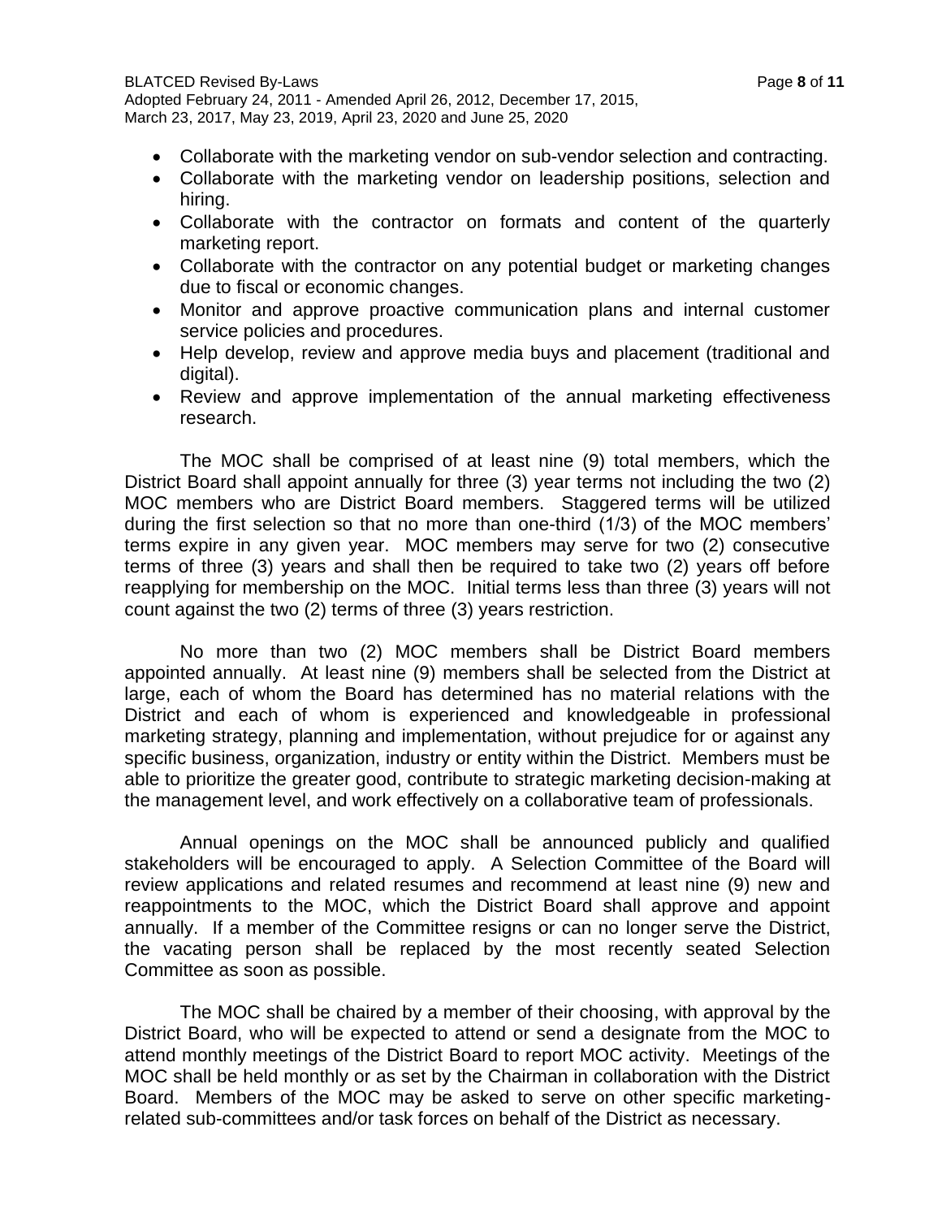- Collaborate with the marketing vendor on sub-vendor selection and contracting.
- Collaborate with the marketing vendor on leadership positions, selection and hiring.
- Collaborate with the contractor on formats and content of the quarterly marketing report.
- Collaborate with the contractor on any potential budget or marketing changes due to fiscal or economic changes.
- Monitor and approve proactive communication plans and internal customer service policies and procedures.
- Help develop, review and approve media buys and placement (traditional and digital).
- Review and approve implementation of the annual marketing effectiveness research.

The MOC shall be comprised of at least nine (9) total members, which the District Board shall appoint annually for three (3) year terms not including the two (2) MOC members who are District Board members. Staggered terms will be utilized during the first selection so that no more than one-third (1/3) of the MOC members' terms expire in any given year. MOC members may serve for two (2) consecutive terms of three (3) years and shall then be required to take two (2) years off before reapplying for membership on the MOC. Initial terms less than three (3) years will not count against the two (2) terms of three (3) years restriction.

No more than two (2) MOC members shall be District Board members appointed annually. At least nine (9) members shall be selected from the District at large, each of whom the Board has determined has no material relations with the District and each of whom is experienced and knowledgeable in professional marketing strategy, planning and implementation, without prejudice for or against any specific business, organization, industry or entity within the District. Members must be able to prioritize the greater good, contribute to strategic marketing decision-making at the management level, and work effectively on a collaborative team of professionals.

Annual openings on the MOC shall be announced publicly and qualified stakeholders will be encouraged to apply. A Selection Committee of the Board will review applications and related resumes and recommend at least nine (9) new and reappointments to the MOC, which the District Board shall approve and appoint annually. If a member of the Committee resigns or can no longer serve the District, the vacating person shall be replaced by the most recently seated Selection Committee as soon as possible.

The MOC shall be chaired by a member of their choosing, with approval by the District Board, who will be expected to attend or send a designate from the MOC to attend monthly meetings of the District Board to report MOC activity. Meetings of the MOC shall be held monthly or as set by the Chairman in collaboration with the District Board. Members of the MOC may be asked to serve on other specific marketing-related sub-committees and/or task forces on behalf of the District as necessary.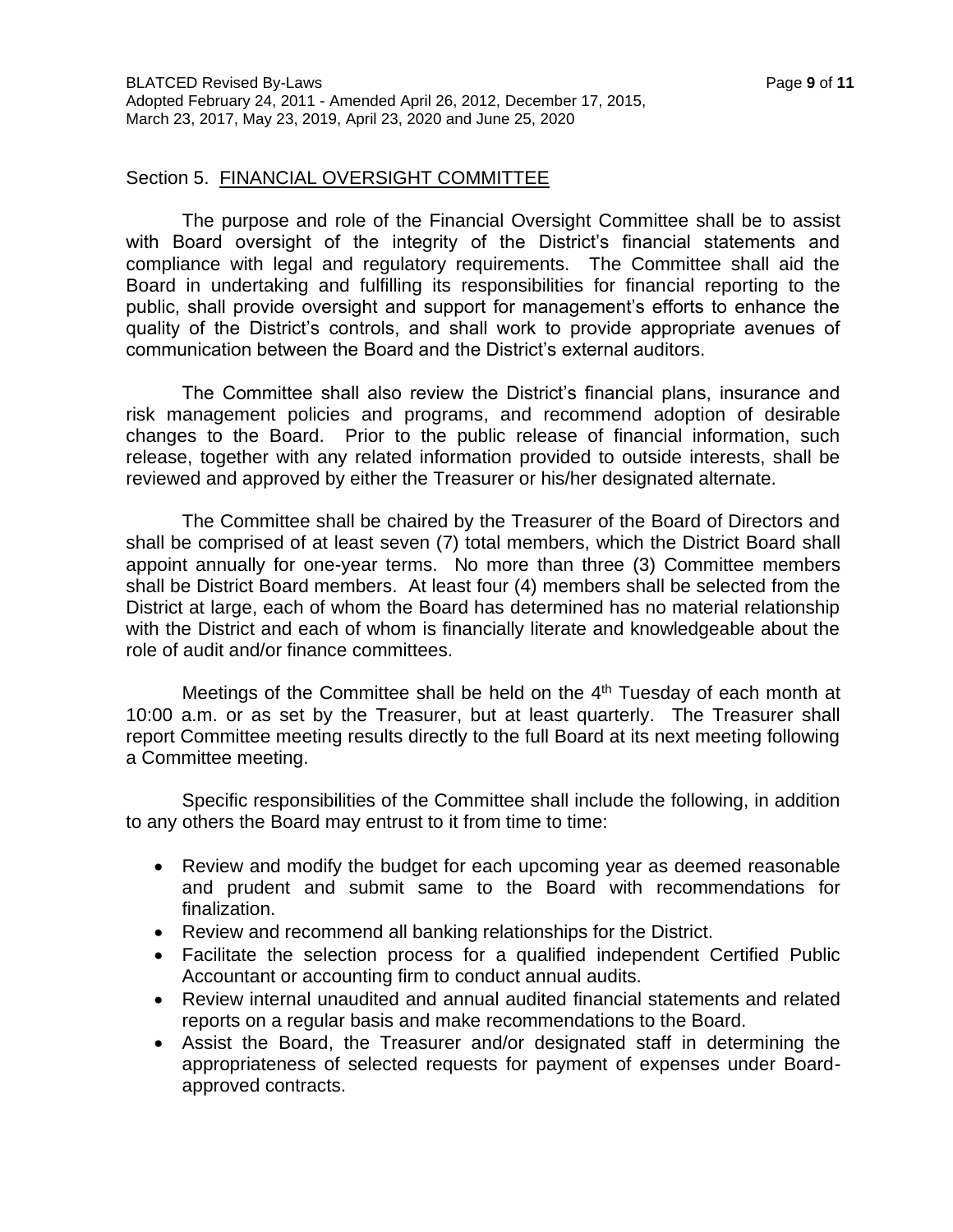## Section 5. FINANCIAL OVERSIGHT COMMITTEE

The purpose and role of the Financial Oversight Committee shall be to assist with Board oversight of the integrity of the District's financial statements and compliance with legal and regulatory requirements. The Committee shall aid the Board in undertaking and fulfilling its responsibilities for financial reporting to the public, shall provide oversight and support for management's efforts to enhance the quality of the District's controls, and shall work to provide appropriate avenues of communication between the Board and the District's external auditors.

The Committee shall also review the District's financial plans, insurance and risk management policies and programs, and recommend adoption of desirable changes to the Board. Prior to the public release of financial information, such release, together with any related information provided to outside interests, shall be reviewed and approved by either the Treasurer or his/her designated alternate.

The Committee shall be chaired by the Treasurer of the Board of Directors and shall be comprised of at least seven (7) total members, which the District Board shall appoint annually for one-year terms. No more than three (3) Committee members shall be District Board members. At least four (4) members shall be selected from the District at large, each of whom the Board has determined has no material relationship with the District and each of whom is financially literate and knowledgeable about the role of audit and/or finance committees.

Meetings of the Committee shall be held on the 4th Tuesday of each month at 10:00 a.m. or as set by the Treasurer, but at least quarterly. The Treasurer shall report Committee meeting results directly to the full Board at its next meeting following a Committee meeting.

Specific responsibilities of the Committee shall include the following, in addition to any others the Board may entrust to it from time to time:

- Review and modify the budget for each upcoming year as deemed reasonable and prudent and submit same to the Board with recommendations for finalization.
- Review and recommend all banking relationships for the District.
- Facilitate the selection process for a qualified independent Certified Public Accountant or accounting firm to conduct annual audits.
- Review internal unaudited and annual audited financial statements and related reports on a regular basis and make recommendations to the Board.
- Assist the Board, the Treasurer and/or designated staff in determining the appropriateness of selected requests for payment of expenses under Board-approved contracts.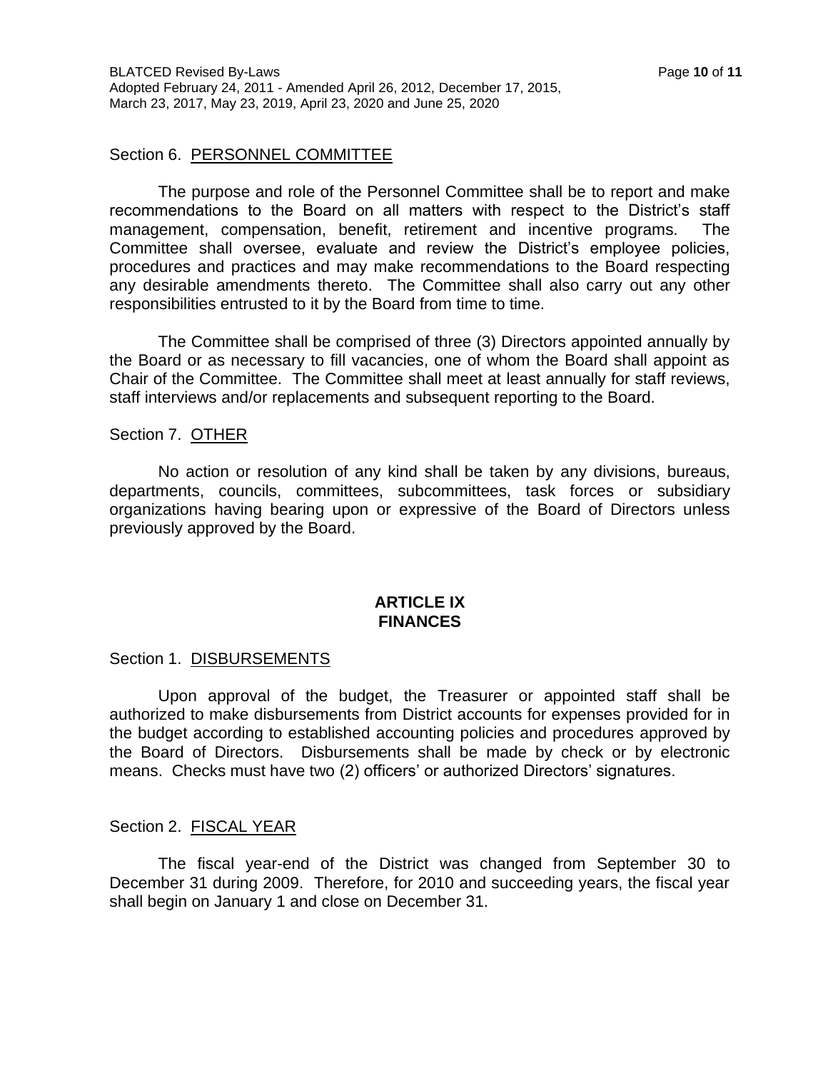Section 6. <u>PERSONNEL COMMITTEE</u>

The purpose and role of the Personnel Committee shall be to report and make recommendations to the Board on all matters with respect to the District's staff management, compensation, benefit, retirement and incentive programs. The Committee shall oversee, evaluate and review the District's employee policies, procedures and practices and may make recommendations to the Board respecting any desirable amendments thereto. The Committee shall also carry out any other responsibilities entrusted to it by the Board from time to time.

The Committee shall be comprised of three (3) Directors appointed annually by the Board or as necessary to fill vacancies, one of whom the Board shall appoint as Chair of the Committee. The Committee shall meet at least annually for staff reviews, staff interviews and/or replacements and subsequent reporting to the Board.

Section 7. <u>OTHER</u>

No action or resolution of any kind shall be taken by any divisions, bureaus, departments, councils, committees, subcommittees, task forces or subsidiary organizations having bearing upon or expressive of the Board of Directors unless previously approved by the Board.

## ARTICLE IX
## FINANCES

Section 1. <u>DISBURSEMENTS</u>

Upon approval of the budget, the Treasurer or appointed staff shall be authorized to make disbursements from District accounts for expenses provided for in the budget according to established accounting policies and procedures approved by the Board of Directors. Disbursements shall be made by check or by electronic means. Checks must have two (2) officers' or authorized Directors' signatures.

Section 2. <u>FISCAL YEAR</u>

The fiscal year-end of the District was changed from September 30 to December 31 during 2009. Therefore, for 2010 and succeeding years, the fiscal year shall begin on January 1 and close on December 31.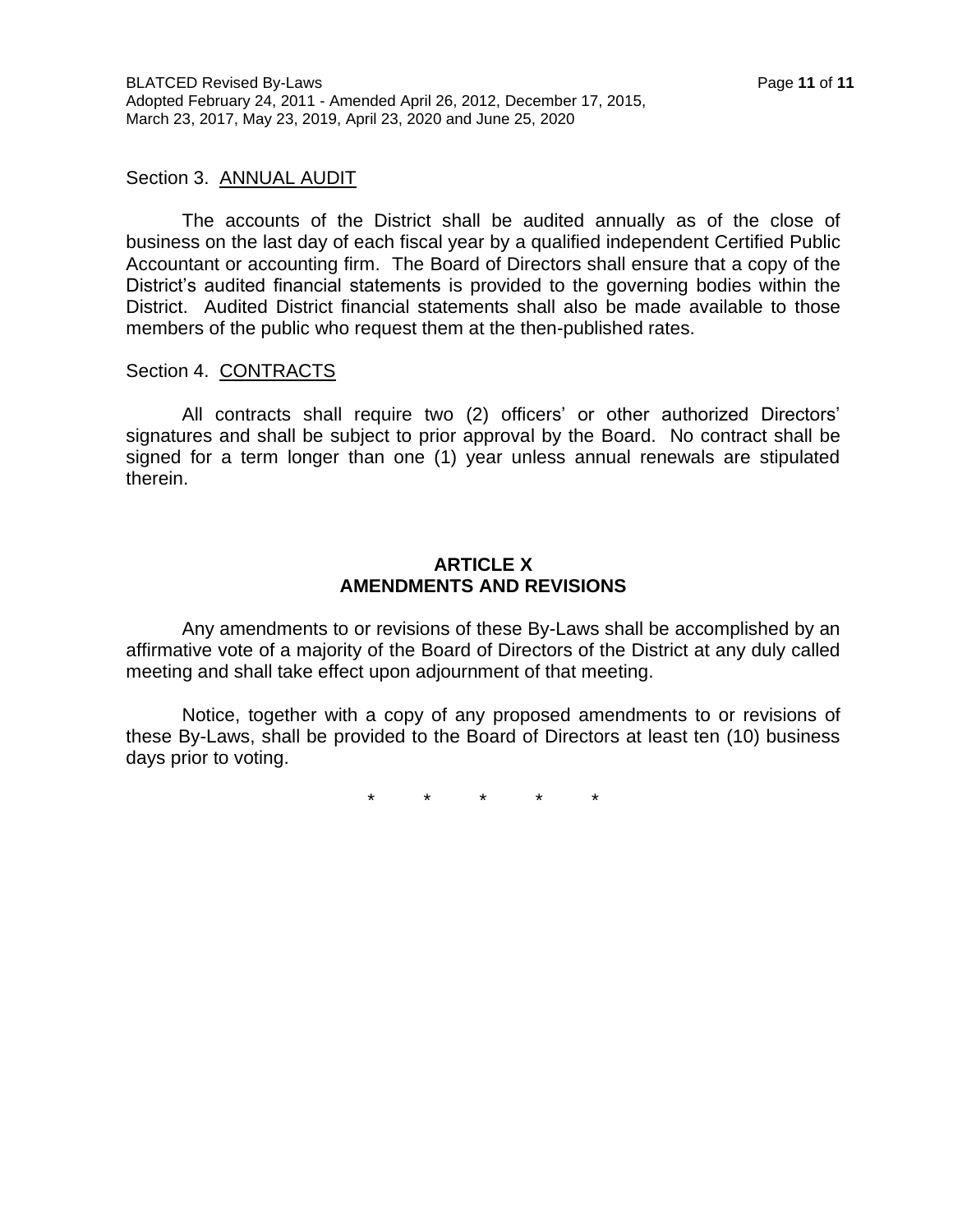Section 3. ANNUAL AUDIT

The accounts of the District shall be audited annually as of the close of business on the last day of each fiscal year by a qualified independent Certified Public Accountant or accounting firm. The Board of Directors shall ensure that a copy of the District's audited financial statements is provided to the governing bodies within the District. Audited District financial statements shall also be made available to those members of the public who request them at the then-published rates.

Section 4. CONTRACTS

All contracts shall require two (2) officers' or other authorized Directors' signatures and shall be subject to prior approval by the Board. No contract shall be signed for a term longer than one (1) year unless annual renewals are stipulated therein.

## ARTICLE X
## AMENDMENTS AND REVISIONS

Any amendments to or revisions of these By-Laws shall be accomplished by an affirmative vote of a majority of the Board of Directors of the District at any duly called meeting and shall take effect upon adjournment of that meeting.

Notice, together with a copy of any proposed amendments to or revisions of these By-Laws, shall be provided to the Board of Directors at least ten (10) business days prior to voting.

\* \* \* \* \*